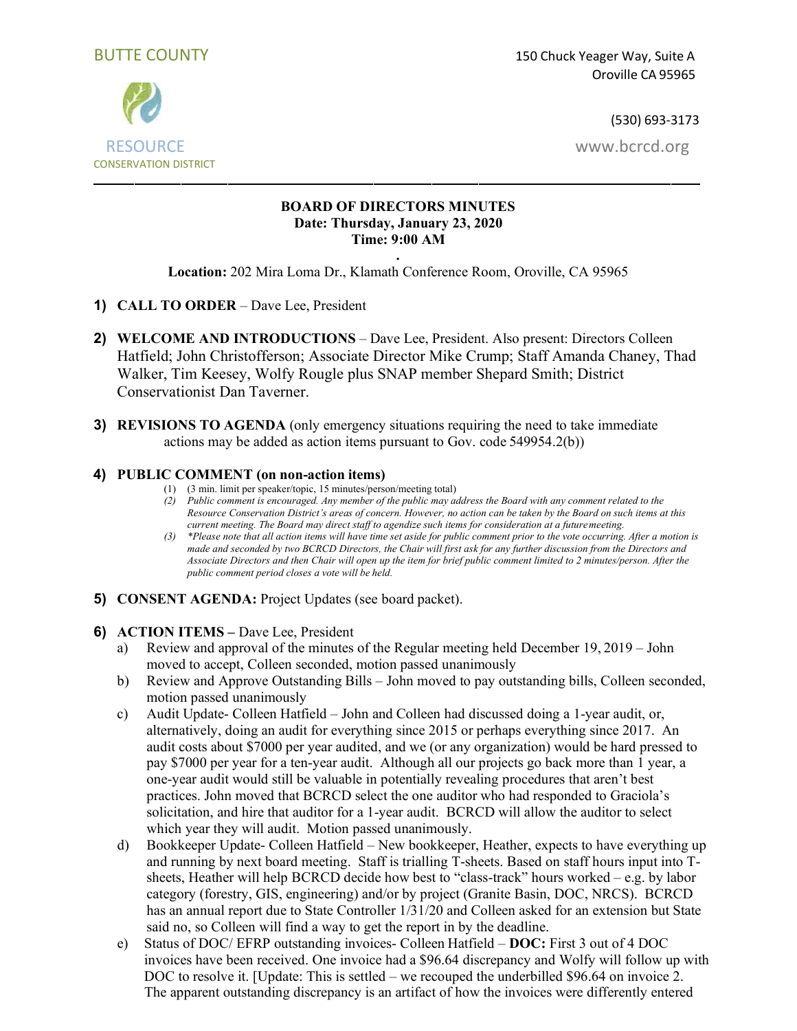BUTTE COUNTY

RESOURCE
CONSERVATION DISTRICT

150 Chuck Yeager Way, Suite A
Oroville CA 95965

(530) 693-3173

www.bcrcd.org

---

**BOARD OF DIRECTORS MINUTES**
**Date: Thursday, January 23, 2020**
**Time: 9:00 AM**

**Location:** 202 Mira Loma Dr., Klamath Conference Room, Oroville, CA 95965

1) **CALL TO ORDER** – Dave Lee, President

2) **WELCOME AND INTRODUCTIONS** – Dave Lee, President. Also present: Directors Colleen Hatfield; John Christofferson; Associate Director Mike Crump; Staff Amanda Chaney, Thad Walker, Tim Keesey, Wolfy Rougle plus SNAP member Shepard Smith; District Conservationist Dan Taverner.

3) **REVISIONS TO AGENDA** (only emergency situations requiring the need to take immediate actions may be added as action items pursuant to Gov. code 549954.2(b))

4) **PUBLIC COMMENT (on non-action items)**
   (1) (3 min. limit per speaker/topic, 15 minutes/person/meeting total)
   (2) *Public comment is encouraged. Any member of the public may address the Board with any comment related to the Resource Conservation District's areas of concern. However, no action can be taken by the Board on such items at this current meeting. The Board may direct staff to agendize such items for consideration at a future meeting.*
   (3) *\*Please note that all action items will have time set aside for public comment prior to the vote occurring. After a motion is made and seconded by two BCRCD Directors, the Chair will first ask for any further discussion from the Directors and Associate Directors and then Chair will open up the item for brief public comment limited to 2 minutes/person. After the public comment period closes a vote will be held.*

5) **CONSENT AGENDA:** Project Updates (see board packet).

6) **ACTION ITEMS –** Dave Lee, President
   a) Review and approval of the minutes of the Regular meeting held December 19, 2019 – John moved to accept, Colleen seconded, motion passed unanimously
   b) Review and Approve Outstanding Bills – John moved to pay outstanding bills, Colleen seconded, motion passed unanimously
   c) Audit Update- Colleen Hatfield – John and Colleen had discussed doing a 1-year audit, or, alternatively, doing an audit for everything since 2015 or perhaps everything since 2017. An audit costs about $7000 per year audited, and we (or any organization) would be hard pressed to pay $7000 per year for a ten-year audit. Although all our projects go back more than 1 year, a one-year audit would still be valuable in potentially revealing procedures that aren't best practices. John moved that BCRCD select the one auditor who had responded to Graciola's solicitation, and hire that auditor for a 1-year audit. BCRCD will allow the auditor to select which year they will audit. Motion passed unanimously.
   d) Bookkeeper Update- Colleen Hatfield – New bookkeeper, Heather, expects to have everything up and running by next board meeting. Staff is trialling T-sheets. Based on staff hours input into T-sheets, Heather will help BCRCD decide how best to "class-track" hours worked – e.g. by labor category (forestry, GIS, engineering) and/or by project (Granite Basin, DOC, NRCS). BCRCD has an annual report due to State Controller 1/31/20 and Colleen asked for an extension but State said no, so Colleen will find a way to get the report in by the deadline.
   e) Status of DOC/ EFRP outstanding invoices- Colleen Hatfield – **DOC:** First 3 out of 4 DOC invoices have been received. One invoice had a $96.64 discrepancy and Wolfy will follow up with DOC to resolve it. [Update: This is settled – we recouped the underbilled $96.64 on invoice 2. The apparent outstanding discrepancy is an artifact of how the invoices were differently entered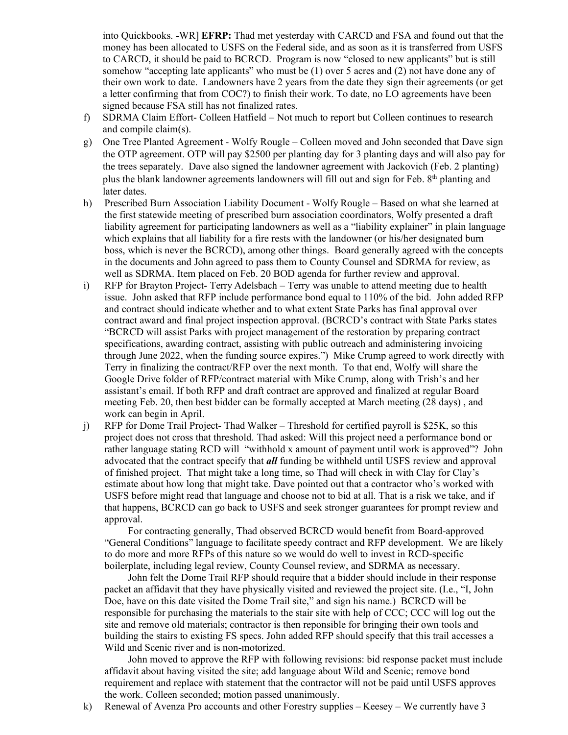into Quickbooks. -WR] **EFRP:** Thad met yesterday with CARCD and FSA and found out that the money has been allocated to USFS on the Federal side, and as soon as it is transferred from USFS to CARCD, it should be paid to BCRCD. Program is now "closed to new applicants" but is still somehow "accepting late applicants" who must be (1) over 5 acres and (2) not have done any of their own work to date. Landowners have 2 years from the date they sign their agreements (or get a letter confirming that from COC?) to finish their work. To date, no LO agreements have been signed because FSA still has not finalized rates.

f) SDRMA Claim Effort- Colleen Hatfield – Not much to report but Colleen continues to research and compile claim(s).

g) One Tree Planted Agreement - Wolfy Rougle – Colleen moved and John seconded that Dave sign the OTP agreement. OTP will pay $2500 per planting day for 3 planting days and will also pay for the trees separately. Dave also signed the landowner agreement with Jackovich (Feb. 2 planting) plus the blank landowner agreements landowners will fill out and sign for Feb. 8th planting and later dates.

h) Prescribed Burn Association Liability Document - Wolfy Rougle – Based on what she learned at the first statewide meeting of prescribed burn association coordinators, Wolfy presented a draft liability agreement for participating landowners as well as a "liability explainer" in plain language which explains that all liability for a fire rests with the landowner (or his/her designated burn boss, which is never the BCRCD), among other things. Board generally agreed with the concepts in the documents and John agreed to pass them to County Counsel and SDRMA for review, as well as SDRMA. Item placed on Feb. 20 BOD agenda for further review and approval.

i) RFP for Brayton Project- Terry Adelsbach – Terry was unable to attend meeting due to health issue. John asked that RFP include performance bond equal to 110% of the bid. John added RFP and contract should indicate whether and to what extent State Parks has final approval over contract award and final project inspection approval. (BCRCD's contract with State Parks states "BCRCD will assist Parks with project management of the restoration by preparing contract specifications, awarding contract, assisting with public outreach and administering invoicing through June 2022, when the funding source expires.") Mike Crump agreed to work directly with Terry in finalizing the contract/RFP over the next month. To that end, Wolfy will share the Google Drive folder of RFP/contract material with Mike Crump, along with Trish's and her assistant's email. If both RFP and draft contract are approved and finalized at regular Board meeting Feb. 20, then best bidder can be formally accepted at March meeting (28 days) , and work can begin in April.

j) RFP for Dome Trail Project- Thad Walker – Threshold for certified payroll is $25K, so this project does not cross that threshold. Thad asked: Will this project need a performance bond or rather language stating RCD will "withhold x amount of payment until work is approved"? John advocated that the contract specify that ***all*** funding be withheld until USFS review and approval of finished project. That might take a long time, so Thad will check in with Clay for Clay's estimate about how long that might take. Dave pointed out that a contractor who's worked with USFS before might read that language and choose not to bid at all. That is a risk we take, and if that happens, BCRCD can go back to USFS and seek stronger guarantees for prompt review and approval.

For contracting generally, Thad observed BCRCD would benefit from Board-approved "General Conditions" language to facilitate speedy contract and RFP development. We are likely to do more and more RFPs of this nature so we would do well to invest in RCD-specific boilerplate, including legal review, County Counsel review, and SDRMA as necessary.

John felt the Dome Trail RFP should require that a bidder should include in their response packet an affidavit that they have physically visited and reviewed the project site. (I.e., "I, John Doe, have on this date visited the Dome Trail site," and sign his name.) BCRCD will be responsible for purchasing the materials to the stair site with help of CCC; CCC will log out the site and remove old materials; contractor is then reponsible for bringing their own tools and building the stairs to existing FS specs. John added RFP should specify that this trail accesses a Wild and Scenic river and is non-motorized.

John moved to approve the RFP with following revisions: bid response packet must include affidavit about having visited the site; add language about Wild and Scenic; remove bond requirement and replace with statement that the contractor will not be paid until USFS approves the work. Colleen seconded; motion passed unanimously.

k) Renewal of Avenza Pro accounts and other Forestry supplies – Keesey – We currently have 3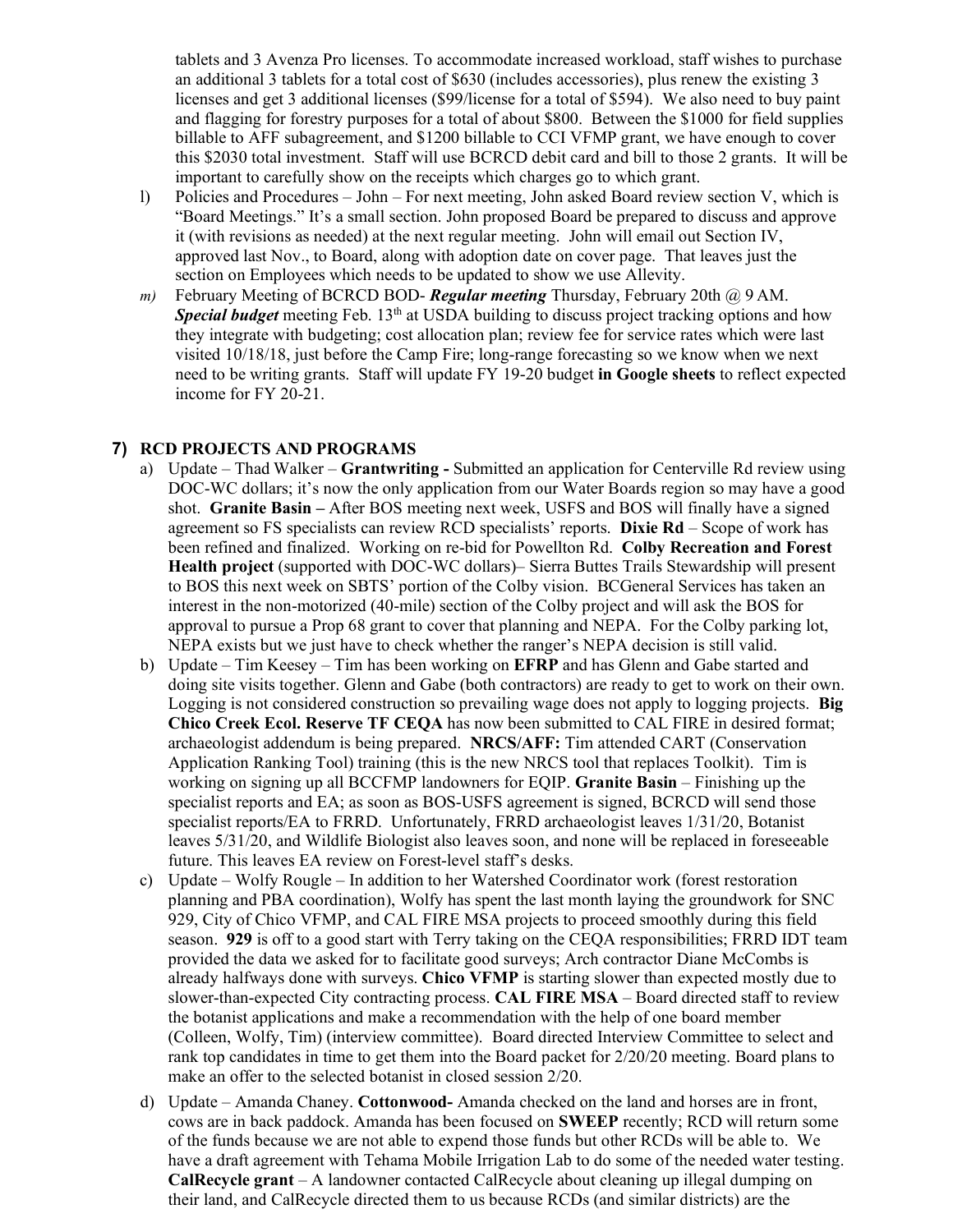tablets and 3 Avenza Pro licenses. To accommodate increased workload, staff wishes to purchase an additional 3 tablets for a total cost of $630 (includes accessories), plus renew the existing 3 licenses and get 3 additional licenses ($99/license for a total of $594). We also need to buy paint and flagging for forestry purposes for a total of about $800. Between the $1000 for field supplies billable to AFF subagreement, and $1200 billable to CCI VFMP grant, we have enough to cover this $2030 total investment. Staff will use BCRCD debit card and bill to those 2 grants. It will be important to carefully show on the receipts which charges go to which grant.

l) Policies and Procedures – John – For next meeting, John asked Board review section V, which is "Board Meetings." It's a small section. John proposed Board be prepared to discuss and approve it (with revisions as needed) at the next regular meeting. John will email out Section IV, approved last Nov., to Board, along with adoption date on cover page. That leaves just the section on Employees which needs to be updated to show we use Allevity.

*m)* February Meeting of BCRCD BOD- ***Regular meeting*** Thursday, February 20th @ 9 AM. ***Special budget*** meeting Feb. 13th at USDA building to discuss project tracking options and how they integrate with budgeting; cost allocation plan; review fee for service rates which were last visited 10/18/18, just before the Camp Fire; long-range forecasting so we know when we next need to be writing grants. Staff will update FY 19-20 budget **in Google sheets** to reflect expected income for FY 20-21.

## 7) RCD PROJECTS AND PROGRAMS

a) Update – Thad Walker – **Grantwriting -** Submitted an application for Centerville Rd review using DOC-WC dollars; it's now the only application from our Water Boards region so may have a good shot. **Granite Basin –** After BOS meeting next week, USFS and BOS will finally have a signed agreement so FS specialists can review RCD specialists' reports. **Dixie Rd** – Scope of work has been refined and finalized. Working on re-bid for Powellton Rd. **Colby Recreation and Forest Health project** (supported with DOC-WC dollars)– Sierra Buttes Trails Stewardship will present to BOS this next week on SBTS' portion of the Colby vision. BCGeneral Services has taken an interest in the non-motorized (40-mile) section of the Colby project and will ask the BOS for approval to pursue a Prop 68 grant to cover that planning and NEPA. For the Colby parking lot, NEPA exists but we just have to check whether the ranger's NEPA decision is still valid.

b) Update – Tim Keesey – Tim has been working on **EFRP** and has Glenn and Gabe started and doing site visits together. Glenn and Gabe (both contractors) are ready to get to work on their own. Logging is not considered construction so prevailing wage does not apply to logging projects. **Big Chico Creek Ecol. Reserve TF CEQA** has now been submitted to CAL FIRE in desired format; archaeologist addendum is being prepared. **NRCS/AFF:** Tim attended CART (Conservation Application Ranking Tool) training (this is the new NRCS tool that replaces Toolkit). Tim is working on signing up all BCCFMP landowners for EQIP. **Granite Basin** – Finishing up the specialist reports and EA; as soon as BOS-USFS agreement is signed, BCRCD will send those specialist reports/EA to FRRD. Unfortunately, FRRD archaeologist leaves 1/31/20, Botanist leaves 5/31/20, and Wildlife Biologist also leaves soon, and none will be replaced in foreseeable future. This leaves EA review on Forest-level staff's desks.

c) Update – Wolfy Rougle – In addition to her Watershed Coordinator work (forest restoration planning and PBA coordination), Wolfy has spent the last month laying the groundwork for SNC 929, City of Chico VFMP, and CAL FIRE MSA projects to proceed smoothly during this field season. **929** is off to a good start with Terry taking on the CEQA responsibilities; FRRD IDT team provided the data we asked for to facilitate good surveys; Arch contractor Diane McCombs is already halfways done with surveys. **Chico VFMP** is starting slower than expected mostly due to slower-than-expected City contracting process. **CAL FIRE MSA** – Board directed staff to review the botanist applications and make a recommendation with the help of one board member (Colleen, Wolfy, Tim) (interview committee). Board directed Interview Committee to select and rank top candidates in time to get them into the Board packet for 2/20/20 meeting. Board plans to make an offer to the selected botanist in closed session 2/20.

d) Update – Amanda Chaney. **Cottonwood-** Amanda checked on the land and horses are in front, cows are in back paddock. Amanda has been focused on **SWEEP** recently; RCD will return some of the funds because we are not able to expend those funds but other RCDs will be able to. We have a draft agreement with Tehama Mobile Irrigation Lab to do some of the needed water testing. **CalRecycle grant** – A landowner contacted CalRecycle about cleaning up illegal dumping on their land, and CalRecycle directed them to us because RCDs (and similar districts) are the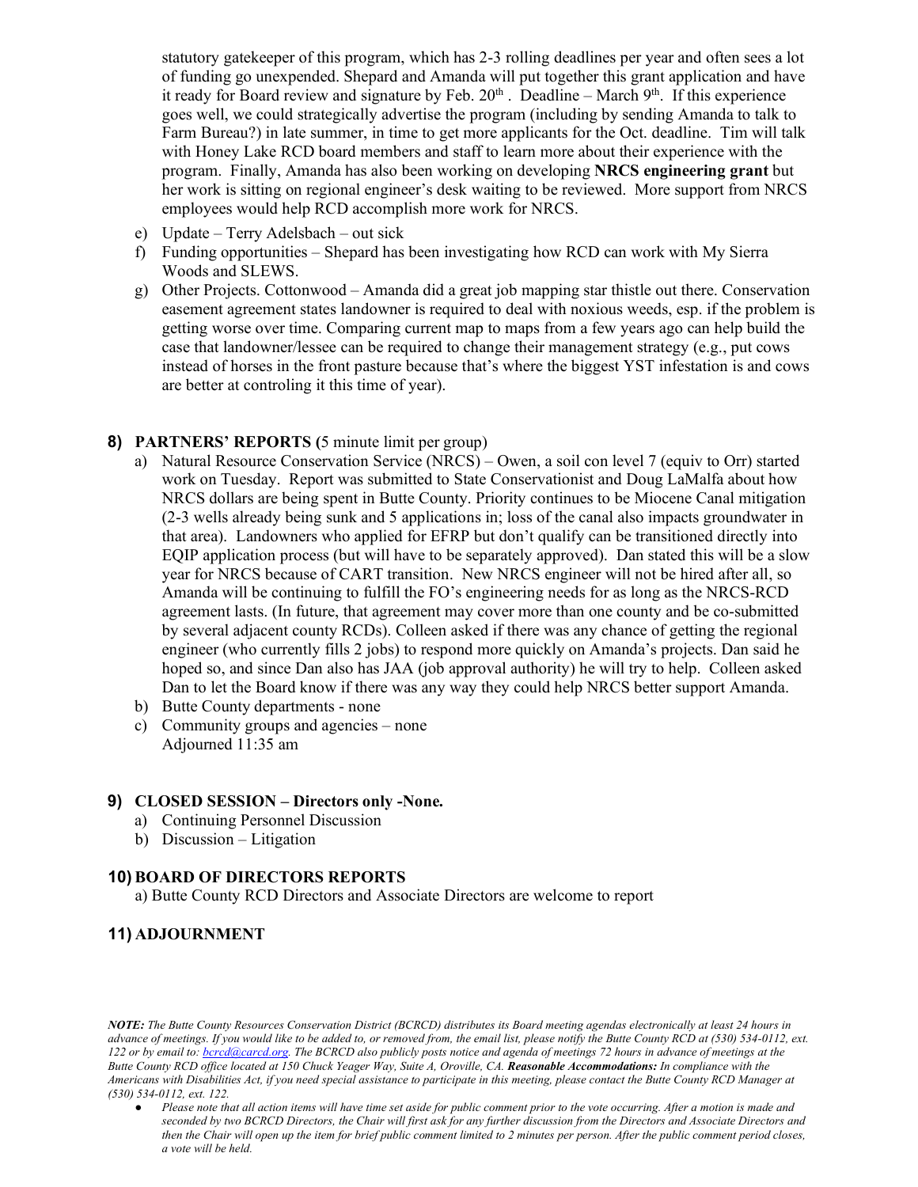statutory gatekeeper of this program, which has 2-3 rolling deadlines per year and often sees a lot of funding go unexpended. Shepard and Amanda will put together this grant application and have it ready for Board review and signature by Feb. 20th . Deadline – March 9th. If this experience goes well, we could strategically advertise the program (including by sending Amanda to talk to Farm Bureau?) in late summer, in time to get more applicants for the Oct. deadline. Tim will talk with Honey Lake RCD board members and staff to learn more about their experience with the program. Finally, Amanda has also been working on developing **NRCS engineering grant** but her work is sitting on regional engineer's desk waiting to be reviewed. More support from NRCS employees would help RCD accomplish more work for NRCS.

e) Update – Terry Adelsbach – out sick
f) Funding opportunities – Shepard has been investigating how RCD can work with My Sierra Woods and SLEWS.
g) Other Projects. Cottonwood – Amanda did a great job mapping star thistle out there. Conservation easement agreement states landowner is required to deal with noxious weeds, esp. if the problem is getting worse over time. Comparing current map to maps from a few years ago can help build the case that landowner/lessee can be required to change their management strategy (e.g., put cows instead of horses in the front pasture because that's where the biggest YST infestation is and cows are better at controling it this time of year).

## 8) PARTNERS' REPORTS (5 minute limit per group)

a) Natural Resource Conservation Service (NRCS) – Owen, a soil con level 7 (equiv to Orr) started work on Tuesday. Report was submitted to State Conservationist and Doug LaMalfa about how NRCS dollars are being spent in Butte County. Priority continues to be Miocene Canal mitigation (2-3 wells already being sunk and 5 applications in; loss of the canal also impacts groundwater in that area). Landowners who applied for EFRP but don't qualify can be transitioned directly into EQIP application process (but will have to be separately approved). Dan stated this will be a slow year for NRCS because of CART transition. New NRCS engineer will not be hired after all, so Amanda will be continuing to fulfill the FO's engineering needs for as long as the NRCS-RCD agreement lasts. (In future, that agreement may cover more than one county and be co-submitted by several adjacent county RCDs). Colleen asked if there was any chance of getting the regional engineer (who currently fills 2 jobs) to respond more quickly on Amanda's projects. Dan said he hoped so, and since Dan also has JAA (job approval authority) he will try to help. Colleen asked Dan to let the Board know if there was any way they could help NRCS better support Amanda.
b) Butte County departments - none
c) Community groups and agencies – none
Adjourned 11:35 am

## 9) CLOSED SESSION – Directors only -None.

a) Continuing Personnel Discussion
b) Discussion – Litigation

## 10) BOARD OF DIRECTORS REPORTS

a) Butte County RCD Directors and Associate Directors are welcome to report

## 11) ADJOURNMENT

***NOTE:*** *The Butte County Resources Conservation District (BCRCD) distributes its Board meeting agendas electronically at least 24 hours in advance of meetings. If you would like to be added to, or removed from, the email list, please notify the Butte County RCD at (530) 534-0112, ext. 122 or by email to: bcrcd@carcd.org. The BCRCD also publicly posts notice and agenda of meetings 72 hours in advance of meetings at the Butte County RCD office located at 150 Chuck Yeager Way, Suite A, Oroville, CA.* ***Reasonable Accommodations:*** *In compliance with the Americans with Disabilities Act, if you need special assistance to participate in this meeting, please contact the Butte County RCD Manager at (530) 534-0112, ext. 122.*

- *Please note that all action items will have time set aside for public comment prior to the vote occurring. After a motion is made and seconded by two BCRCD Directors, the Chair will first ask for any further discussion from the Directors and Associate Directors and then the Chair will open up the item for brief public comment limited to 2 minutes per person. After the public comment period closes, a vote will be held.*